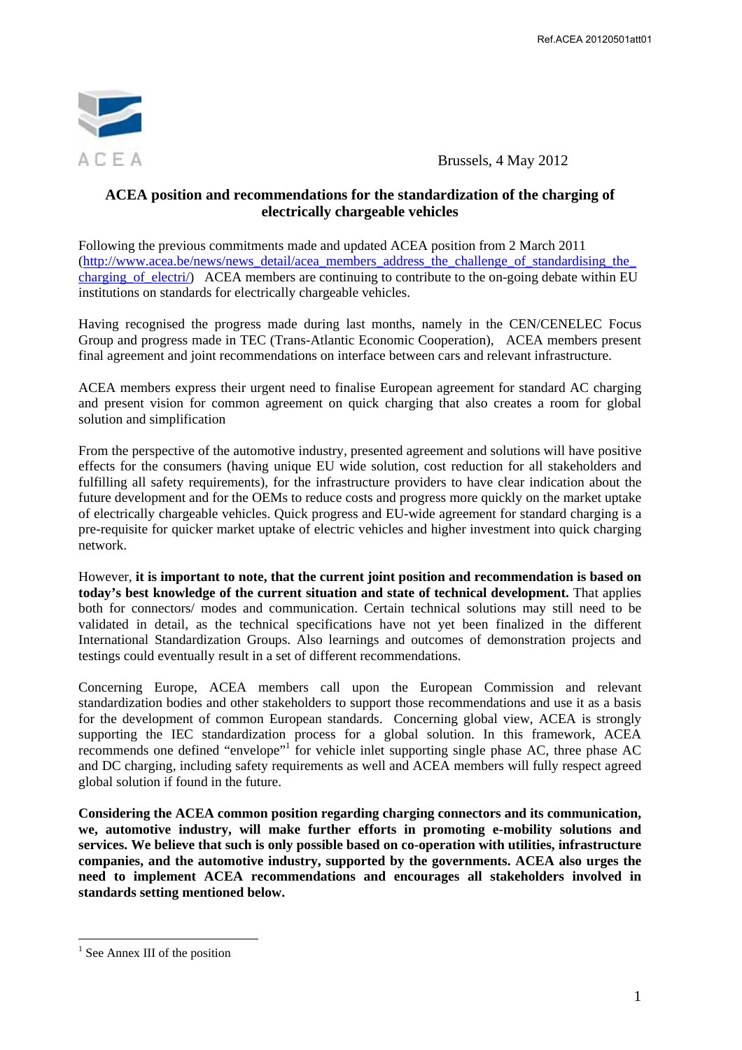Ref.ACEA 20120501att01

ACEA

Brussels, 4 May 2012

# ACEA position and recommendations for the standardization of the charging of electrically chargeable vehicles

Following the previous commitments made and updated ACEA position from 2 March 2011 (http://www.acea.be/news/news_detail/acea_members_address_the_challenge_of_standardising_the_charging_of_electri/) ACEA members are continuing to contribute to the on-going debate within EU institutions on standards for electrically chargeable vehicles.

Having recognised the progress made during last months, namely in the CEN/CENELEC Focus Group and progress made in TEC (Trans-Atlantic Economic Cooperation), ACEA members present final agreement and joint recommendations on interface between cars and relevant infrastructure.

ACEA members express their urgent need to finalise European agreement for standard AC charging and present vision for common agreement on quick charging that also creates a room for global solution and simplification

From the perspective of the automotive industry, presented agreement and solutions will have positive effects for the consumers (having unique EU wide solution, cost reduction for all stakeholders and fulfilling all safety requirements), for the infrastructure providers to have clear indication about the future development and for the OEMs to reduce costs and progress more quickly on the market uptake of electrically chargeable vehicles. Quick progress and EU-wide agreement for standard charging is a pre-requisite for quicker market uptake of electric vehicles and higher investment into quick charging network.

However, **it is important to note, that the current joint position and recommendation is based on today's best knowledge of the current situation and state of technical development.** That applies both for connectors/ modes and communication. Certain technical solutions may still need to be validated in detail, as the technical specifications have not yet been finalized in the different International Standardization Groups. Also learnings and outcomes of demonstration projects and testings could eventually result in a set of different recommendations.

Concerning Europe, ACEA members call upon the European Commission and relevant standardization bodies and other stakeholders to support those recommendations and use it as a basis for the development of common European standards. Concerning global view, ACEA is strongly supporting the IEC standardization process for a global solution. In this framework, ACEA recommends one defined "envelope"[1] for vehicle inlet supporting single phase AC, three phase AC and DC charging, including safety requirements as well and ACEA members will fully respect agreed global solution if found in the future.

**Considering the ACEA common position regarding charging connectors and its communication, we, automotive industry, will make further efforts in promoting e-mobility solutions and services. We believe that such is only possible based on co-operation with utilities, infrastructure companies, and the automotive industry, supported by the governments. ACEA also urges the need to implement ACEA recommendations and encourages all stakeholders involved in standards setting mentioned below.**

[1] See Annex III of the position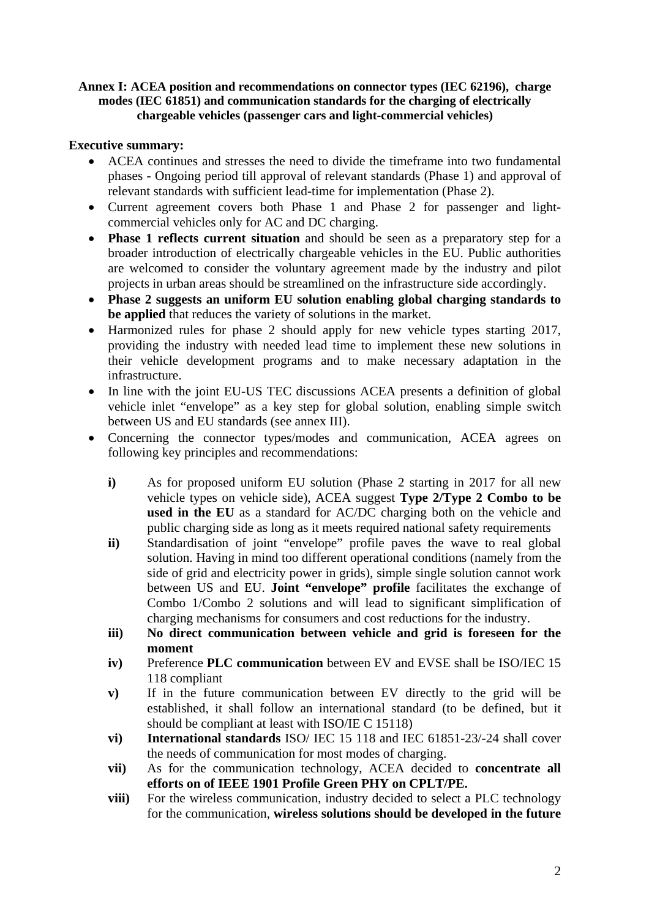**Annex I: ACEA position and recommendations on connector types (IEC 62196), charge modes (IEC 61851) and communication standards for the charging of electrically chargeable vehicles (passenger cars and light-commercial vehicles)**

**Executive summary:**

- ACEA continues and stresses the need to divide the timeframe into two fundamental phases - Ongoing period till approval of relevant standards (Phase 1) and approval of relevant standards with sufficient lead-time for implementation (Phase 2).
- Current agreement covers both Phase 1 and Phase 2 for passenger and light-commercial vehicles only for AC and DC charging.
- **Phase 1 reflects current situation** and should be seen as a preparatory step for a broader introduction of electrically chargeable vehicles in the EU. Public authorities are welcomed to consider the voluntary agreement made by the industry and pilot projects in urban areas should be streamlined on the infrastructure side accordingly.
- **Phase 2 suggests an uniform EU solution enabling global charging standards to be applied** that reduces the variety of solutions in the market.
- Harmonized rules for phase 2 should apply for new vehicle types starting 2017, providing the industry with needed lead time to implement these new solutions in their vehicle development programs and to make necessary adaptation in the infrastructure.
- In line with the joint EU-US TEC discussions ACEA presents a definition of global vehicle inlet "envelope" as a key step for global solution, enabling simple switch between US and EU standards (see annex III).
- Concerning the connector types/modes and communication, ACEA agrees on following key principles and recommendations:

  **i)** As for proposed uniform EU solution (Phase 2 starting in 2017 for all new vehicle types on vehicle side), ACEA suggest **Type 2/Type 2 Combo to be used in the EU** as a standard for AC/DC charging both on the vehicle and public charging side as long as it meets required national safety requirements

  **ii)** Standardisation of joint "envelope" profile paves the wave to real global solution. Having in mind too different operational conditions (namely from the side of grid and electricity power in grids), simple single solution cannot work between US and EU. **Joint "envelope" profile** facilitates the exchange of Combo 1/Combo 2 solutions and will lead to significant simplification of charging mechanisms for consumers and cost reductions for the industry.

  **iii)** **No direct communication between vehicle and grid is foreseen for the moment**

  **iv)** Preference **PLC communication** between EV and EVSE shall be ISO/IEC 15 118 compliant

  **v)** If in the future communication between EV directly to the grid will be established, it shall follow an international standard (to be defined, but it should be compliant at least with ISO/IE C 15118)

  **vi)** **International standards** ISO/ IEC 15 118 and IEC 61851-23/-24 shall cover the needs of communication for most modes of charging.

  **vii)** As for the communication technology, ACEA decided to **concentrate all efforts on of IEEE 1901 Profile Green PHY on CPLT/PE.**

  **viii)** For the wireless communication, industry decided to select a PLC technology for the communication, **wireless solutions should be developed in the future**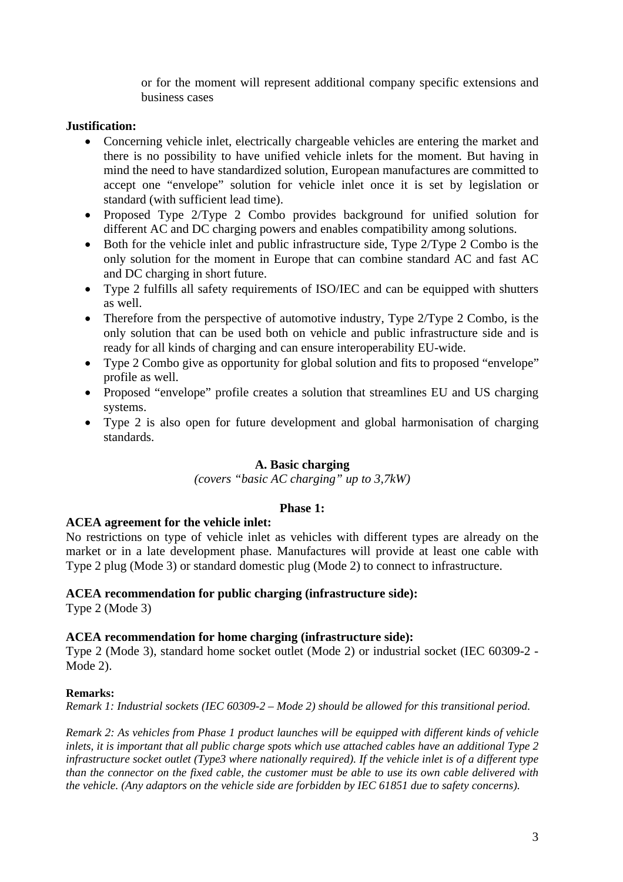or for the moment will represent additional company specific extensions and business cases

**Justification:**

- Concerning vehicle inlet, electrically chargeable vehicles are entering the market and there is no possibility to have unified vehicle inlets for the moment. But having in mind the need to have standardized solution, European manufactures are committed to accept one "envelope" solution for vehicle inlet once it is set by legislation or standard (with sufficient lead time).
- Proposed Type 2/Type 2 Combo provides background for unified solution for different AC and DC charging powers and enables compatibility among solutions.
- Both for the vehicle inlet and public infrastructure side, Type 2/Type 2 Combo is the only solution for the moment in Europe that can combine standard AC and fast AC and DC charging in short future.
- Type 2 fulfills all safety requirements of ISO/IEC and can be equipped with shutters as well.
- Therefore from the perspective of automotive industry, Type 2/Type 2 Combo, is the only solution that can be used both on vehicle and public infrastructure side and is ready for all kinds of charging and can ensure interoperability EU-wide.
- Type 2 Combo give as opportunity for global solution and fits to proposed "envelope" profile as well.
- Proposed "envelope" profile creates a solution that streamlines EU and US charging systems.
- Type 2 is also open for future development and global harmonisation of charging standards.

## A. Basic charging

*(covers "basic AC charging" up to 3,7kW)*

### Phase 1:

**ACEA agreement for the vehicle inlet:**

No restrictions on type of vehicle inlet as vehicles with different types are already on the market or in a late development phase. Manufactures will provide at least one cable with Type 2 plug (Mode 3) or standard domestic plug (Mode 2) to connect to infrastructure.

**ACEA recommendation for public charging (infrastructure side):**

Type 2 (Mode 3)

**ACEA recommendation for home charging (infrastructure side):**

Type 2 (Mode 3), standard home socket outlet (Mode 2) or industrial socket (IEC 60309-2 - Mode 2).

**Remarks:**

*Remark 1: Industrial sockets (IEC 60309-2 – Mode 2) should be allowed for this transitional period.*

*Remark 2: As vehicles from Phase 1 product launches will be equipped with different kinds of vehicle inlets, it is important that all public charge spots which use attached cables have an additional Type 2 infrastructure socket outlet (Type3 where nationally required). If the vehicle inlet is of a different type than the connector on the fixed cable, the customer must be able to use its own cable delivered with the vehicle. (Any adaptors on the vehicle side are forbidden by IEC 61851 due to safety concerns).*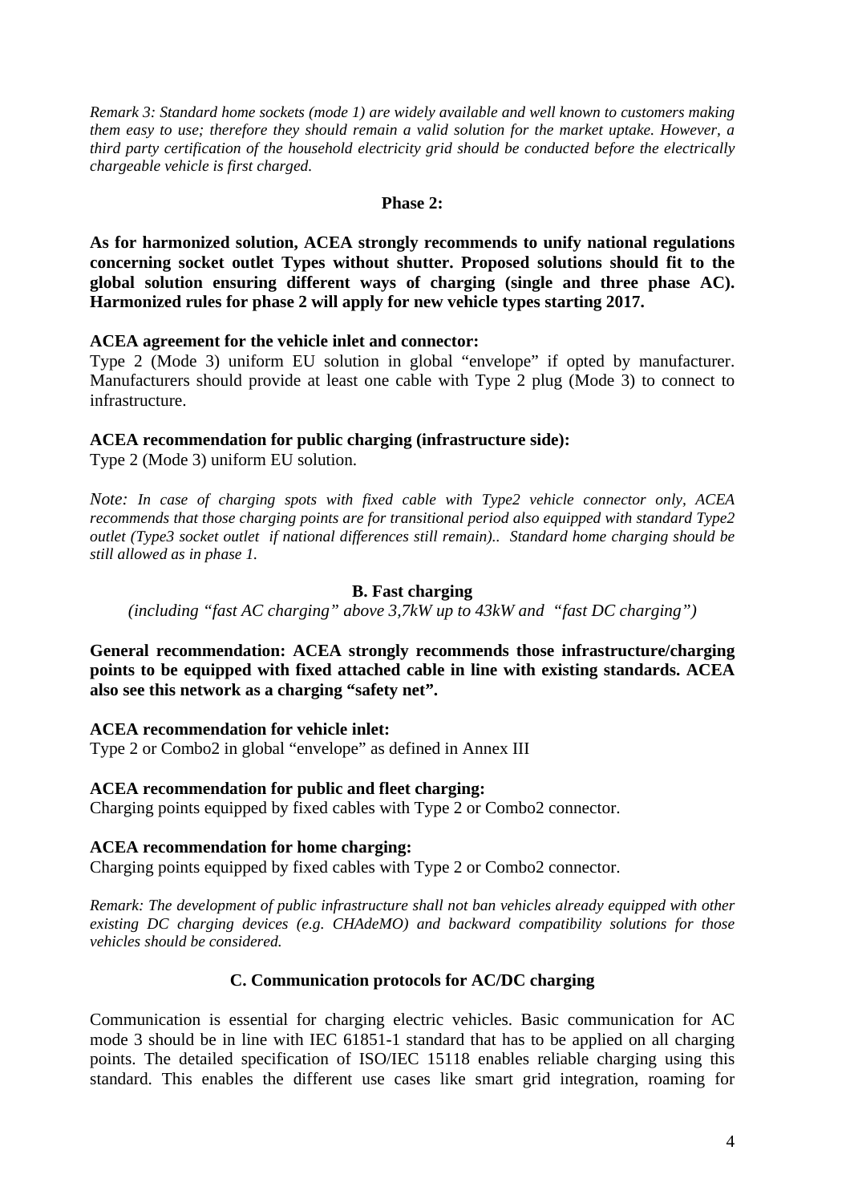*Remark 3: Standard home sockets (mode 1) are widely available and well known to customers making them easy to use; therefore they should remain a valid solution for the market uptake. However, a third party certification of the household electricity grid should be conducted before the electrically chargeable vehicle is first charged.*

**Phase 2:**

**As for harmonized solution, ACEA strongly recommends to unify national regulations concerning socket outlet Types without shutter. Proposed solutions should fit to the global solution ensuring different ways of charging (single and three phase AC). Harmonized rules for phase 2 will apply for new vehicle types starting 2017.**

**ACEA agreement for the vehicle inlet and connector:**
Type 2 (Mode 3) uniform EU solution in global "envelope" if opted by manufacturer. Manufacturers should provide at least one cable with Type 2 plug (Mode 3) to connect to infrastructure.

**ACEA recommendation for public charging (infrastructure side):**
Type 2 (Mode 3) uniform EU solution.

*Note: In case of charging spots with fixed cable with Type2 vehicle connector only, ACEA recommends that those charging points are for transitional period also equipped with standard Type2 outlet (Type3 socket outlet if national differences still remain).. Standard home charging should be still allowed as in phase 1.*

## B. Fast charging

*(including "fast AC charging" above 3,7kW up to 43kW and "fast DC charging")*

**General recommendation: ACEA strongly recommends those infrastructure/charging points to be equipped with fixed attached cable in line with existing standards. ACEA also see this network as a charging "safety net".**

**ACEA recommendation for vehicle inlet:**
Type 2 or Combo2 in global "envelope" as defined in Annex III

**ACEA recommendation for public and fleet charging:**
Charging points equipped by fixed cables with Type 2 or Combo2 connector.

**ACEA recommendation for home charging:**
Charging points equipped by fixed cables with Type 2 or Combo2 connector.

*Remark: The development of public infrastructure shall not ban vehicles already equipped with other existing DC charging devices (e.g. CHAdeMO) and backward compatibility solutions for those vehicles should be considered.*

## C. Communication protocols for AC/DC charging

Communication is essential for charging electric vehicles. Basic communication for AC mode 3 should be in line with IEC 61851-1 standard that has to be applied on all charging points. The detailed specification of ISO/IEC 15118 enables reliable charging using this standard. This enables the different use cases like smart grid integration, roaming for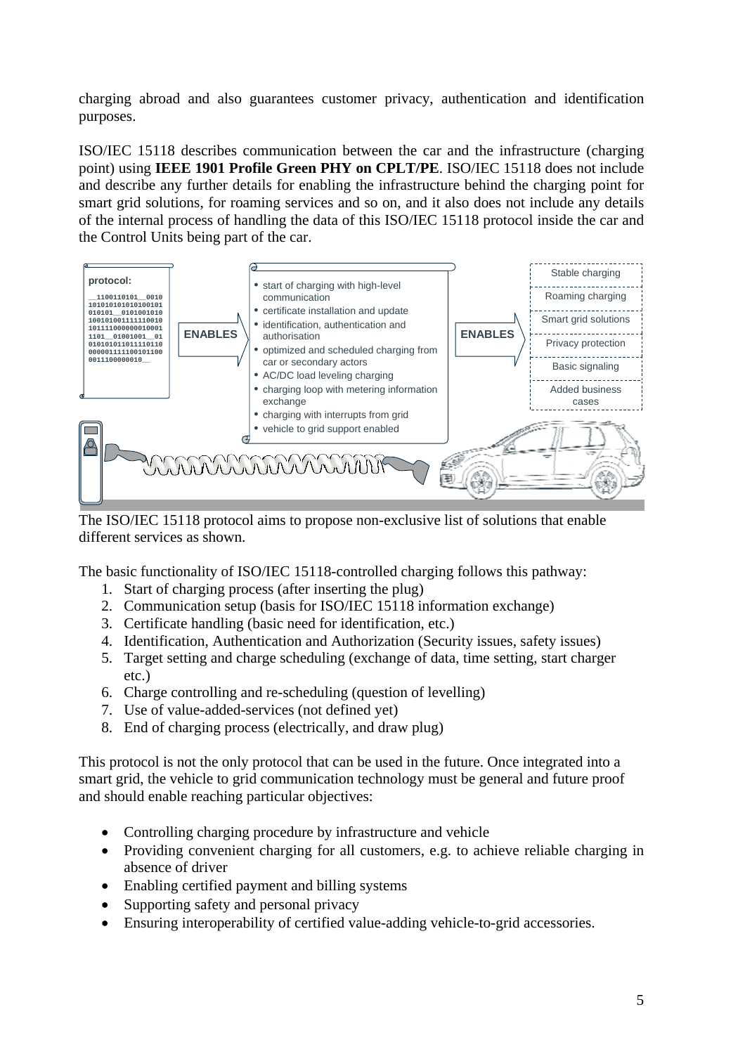charging abroad and also guarantees customer privacy, authentication and identification purposes.

ISO/IEC 15118 describes communication between the car and the infrastructure (charging point) using **IEEE 1901 Profile Green PHY on CPLT/PE**. ISO/IEC 15118 does not include and describe any further details for enabling the infrastructure behind the charging point for smart grid solutions, for roaming services and so on, and it also does not include any details of the internal process of handling the data of this ISO/IEC 15118 protocol inside the car and the Control Units being part of the car.

The ISO/IEC 15118 protocol aims to propose non-exclusive list of solutions that enable different services as shown.

The basic functionality of ISO/IEC 15118-controlled charging follows this pathway:

1. Start of charging process (after inserting the plug)
2. Communication setup (basis for ISO/IEC 15118 information exchange)
3. Certificate handling (basic need for identification, etc.)
4. Identification, Authentication and Authorization (Security issues, safety issues)
5. Target setting and charge scheduling (exchange of data, time setting, start charger etc.)
6. Charge controlling and re-scheduling (question of levelling)
7. Use of value-added-services (not defined yet)
8. End of charging process (electrically, and draw plug)

This protocol is not the only protocol that can be used in the future. Once integrated into a smart grid, the vehicle to grid communication technology must be general and future proof and should enable reaching particular objectives:

- Controlling charging procedure by infrastructure and vehicle
- Providing convenient charging for all customers, e.g. to achieve reliable charging in absence of driver
- Enabling certified payment and billing systems
- Supporting safety and personal privacy
- Ensuring interoperability of certified value-adding vehicle-to-grid accessories.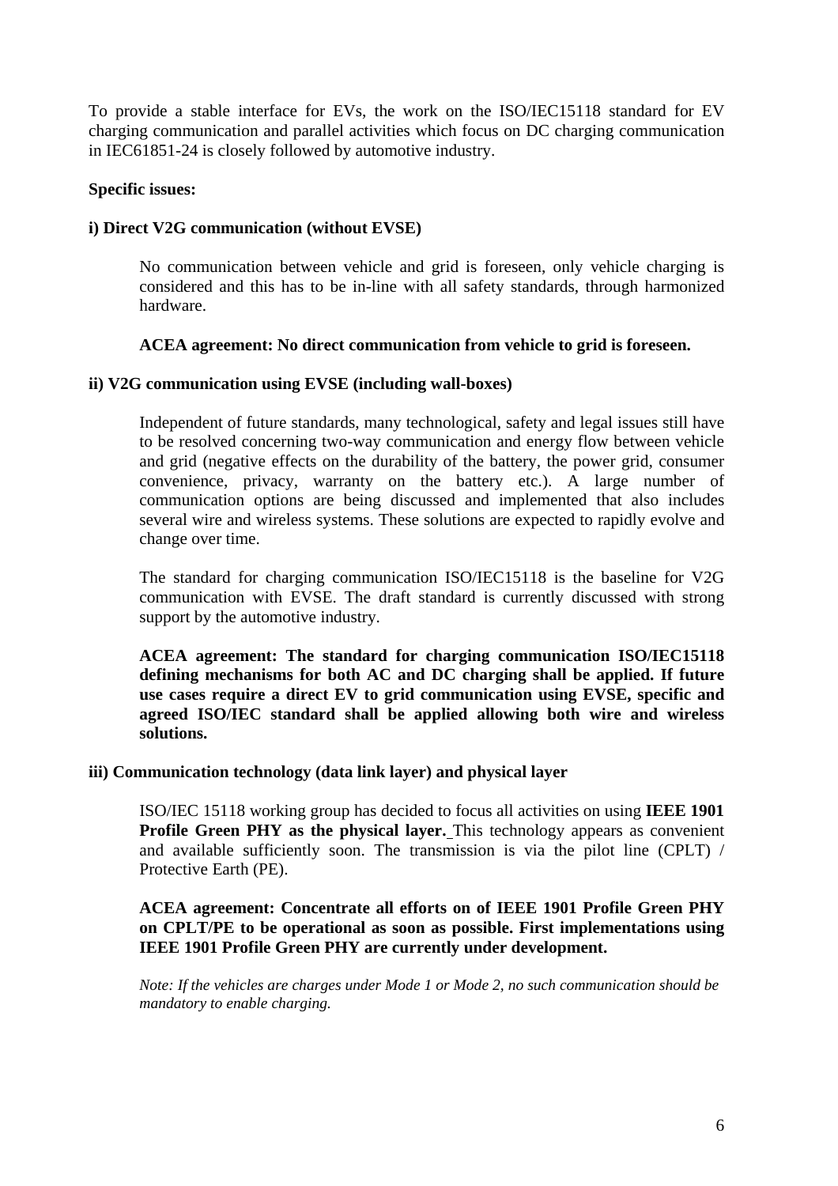To provide a stable interface for EVs, the work on the ISO/IEC15118 standard for EV charging communication and parallel activities which focus on DC charging communication in IEC61851-24 is closely followed by automotive industry.

**Specific issues:**

**i) Direct V2G communication (without EVSE)**

No communication between vehicle and grid is foreseen, only vehicle charging is considered and this has to be in-line with all safety standards, through harmonized hardware.

**ACEA agreement: No direct communication from vehicle to grid is foreseen.**

**ii) V2G communication using EVSE (including wall-boxes)**

Independent of future standards, many technological, safety and legal issues still have to be resolved concerning two-way communication and energy flow between vehicle and grid (negative effects on the durability of the battery, the power grid, consumer convenience, privacy, warranty on the battery etc.). A large number of communication options are being discussed and implemented that also includes several wire and wireless systems. These solutions are expected to rapidly evolve and change over time.

The standard for charging communication ISO/IEC15118 is the baseline for V2G communication with EVSE. The draft standard is currently discussed with strong support by the automotive industry.

**ACEA agreement: The standard for charging communication ISO/IEC15118 defining mechanisms for both AC and DC charging shall be applied. If future use cases require a direct EV to grid communication using EVSE, specific and agreed ISO/IEC standard shall be applied allowing both wire and wireless solutions.**

**iii) Communication technology (data link layer) and physical layer**

ISO/IEC 15118 working group has decided to focus all activities on using **IEEE 1901 Profile Green PHY as the physical layer.** This technology appears as convenient and available sufficiently soon. The transmission is via the pilot line (CPLT) / Protective Earth (PE).

**ACEA agreement: Concentrate all efforts on of IEEE 1901 Profile Green PHY on CPLT/PE to be operational as soon as possible. First implementations using IEEE 1901 Profile Green PHY are currently under development.**

*Note: If the vehicles are charges under Mode 1 or Mode 2, no such communication should be mandatory to enable charging.*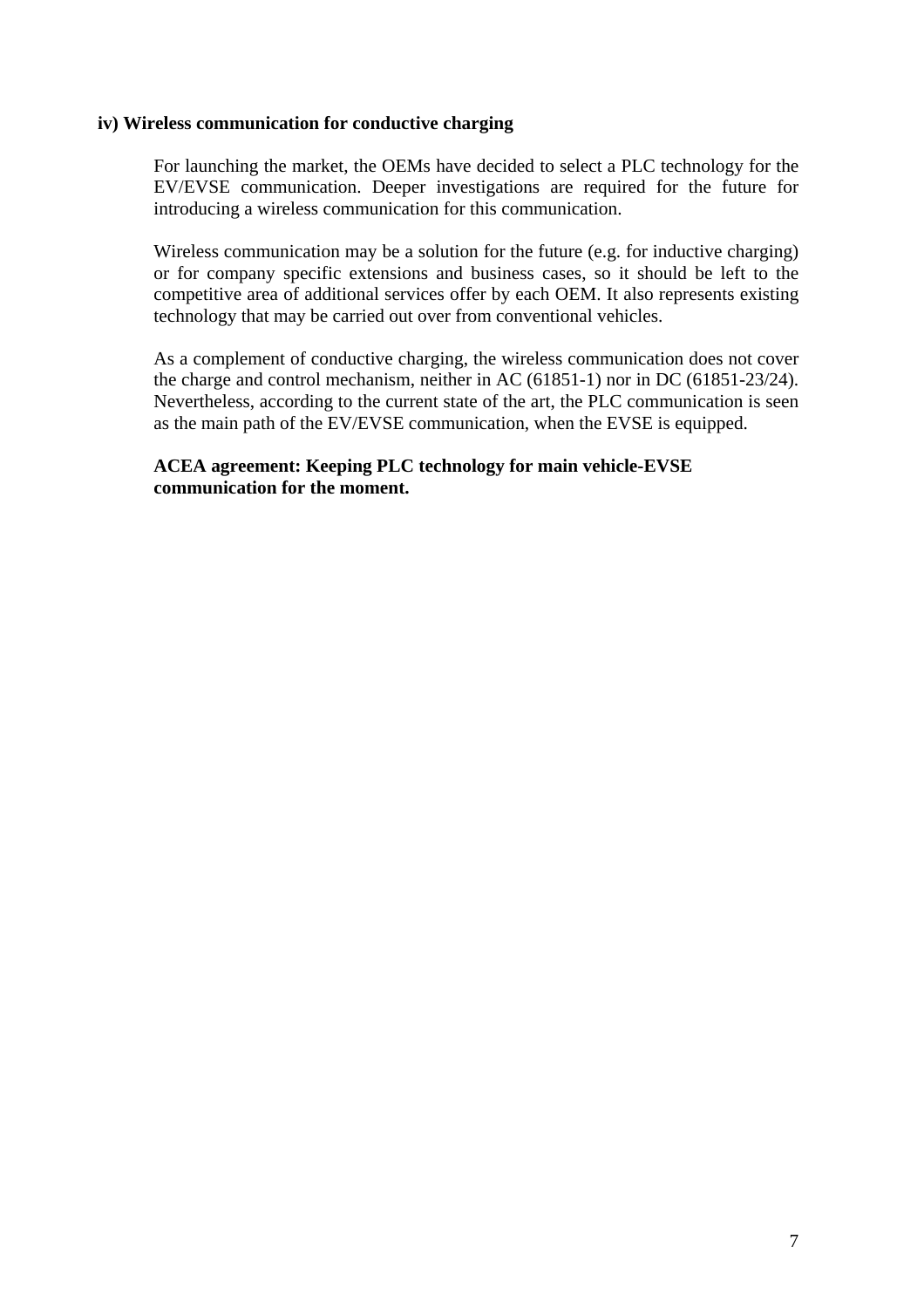**iv) Wireless communication for conductive charging**

For launching the market, the OEMs have decided to select a PLC technology for the EV/EVSE communication. Deeper investigations are required for the future for introducing a wireless communication for this communication.

Wireless communication may be a solution for the future (e.g. for inductive charging) or for company specific extensions and business cases, so it should be left to the competitive area of additional services offer by each OEM. It also represents existing technology that may be carried out over from conventional vehicles.

As a complement of conductive charging, the wireless communication does not cover the charge and control mechanism, neither in AC (61851-1) nor in DC (61851-23/24). Nevertheless, according to the current state of the art, the PLC communication is seen as the main path of the EV/EVSE communication, when the EVSE is equipped.

**ACEA agreement: Keeping PLC technology for main vehicle-EVSE communication for the moment.**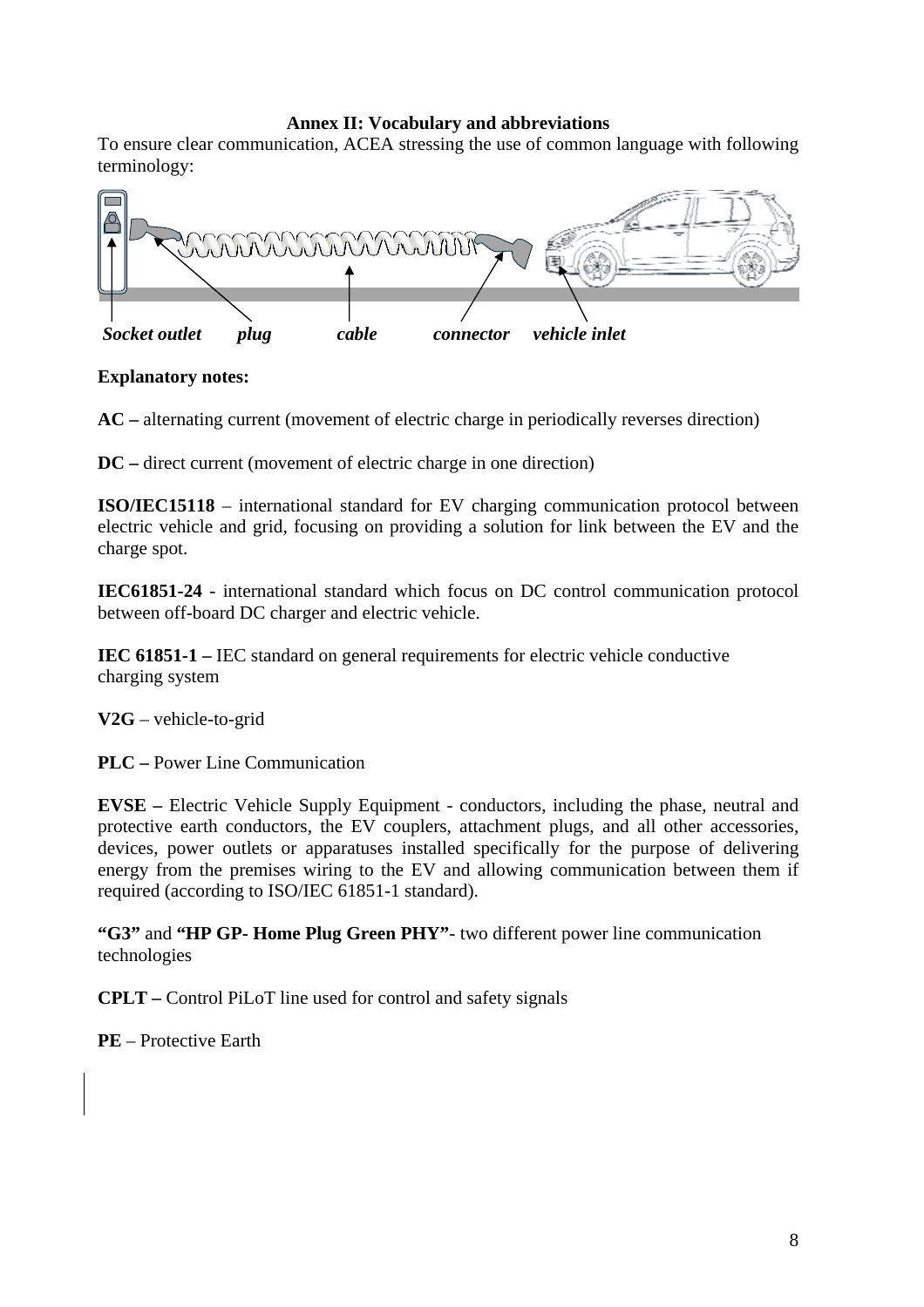**Annex II: Vocabulary and abbreviations**

To ensure clear communication, ACEA stressing the use of common language with following terminology:

*Socket outlet* *plug* *cable* *connector* *vehicle inlet*

**Explanatory notes:**

**AC –** alternating current (movement of electric charge in periodically reverses direction)

**DC –** direct current (movement of electric charge in one direction)

**ISO/IEC15118** – international standard for EV charging communication protocol between electric vehicle and grid, focusing on providing a solution for link between the EV and the charge spot.

**IEC61851-24** - international standard which focus on DC control communication protocol between off-board DC charger and electric vehicle.

**IEC 61851-1 –** IEC standard on general requirements for electric vehicle conductive charging system

**V2G** – vehicle-to-grid

**PLC –** Power Line Communication

**EVSE –** Electric Vehicle Supply Equipment - conductors, including the phase, neutral and protective earth conductors, the EV couplers, attachment plugs, and all other accessories, devices, power outlets or apparatuses installed specifically for the purpose of delivering energy from the premises wiring to the EV and allowing communication between them if required (according to ISO/IEC 61851-1 standard).

**"G3"** and **"HP GP- Home Plug Green PHY"**- two different power line communication technologies

**CPLT –** Control PiLoT line used for control and safety signals

**PE** – Protective Earth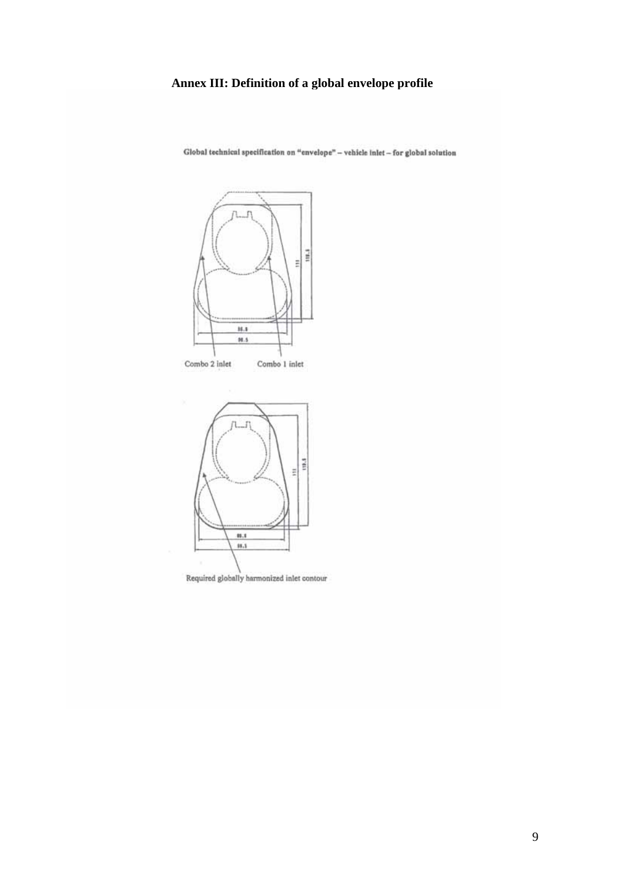# Annex III: Definition of a global envelope profile

Global technical specification on "envelope" – vehicle inlet – for global solution

111

118.5

86.5

98.5

Combo 2 inlet

Combo 1 inlet

111

118.5

86.5

98.5

Required globally harmonized inlet contour